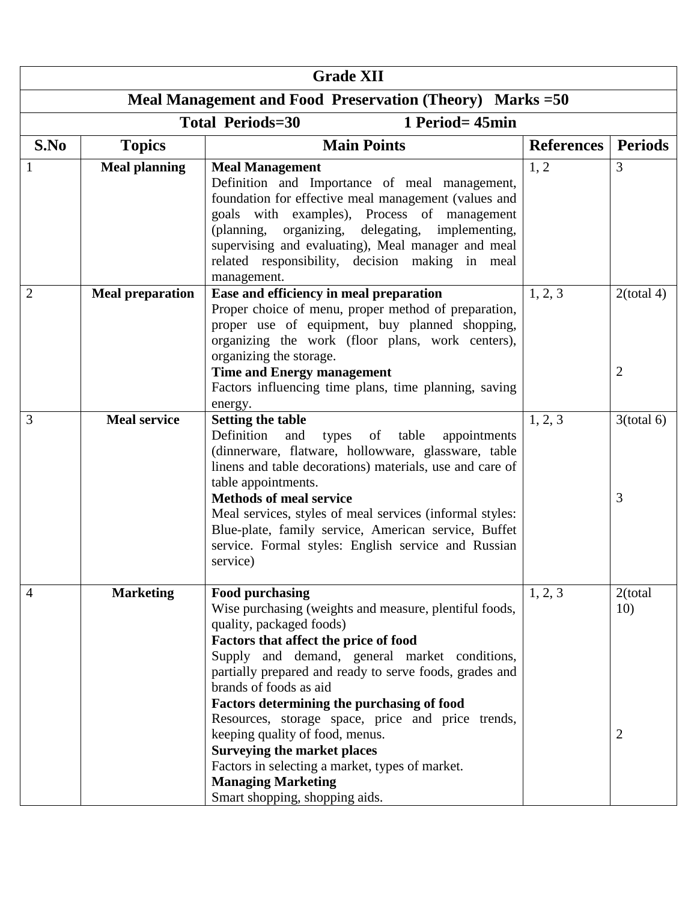| **Grade XII** | | | | |
|---|---|---|---|---|
| **Meal Management and Food Preservation (Theory) Marks =50** | | | | |
| **Total Periods=30 1 Period= 45min** | | | | |
| **S.No** | **Topics** | **Main Points** | **References** | **Periods** |
| 1 | **Meal planning** | **Meal Management**<br>Definition and Importance of meal management, foundation for effective meal management (values and goals with examples), Process of management (planning, organizing, delegating, implementing, supervising and evaluating), Meal manager and meal related responsibility, decision making in meal management. | 1, 2 | 3 |
| 2 | **Meal preparation** | **Ease and efficiency in meal preparation**<br>Proper choice of menu, proper method of preparation, proper use of equipment, buy planned shopping, organizing the work (floor plans, work centers), organizing the storage.<br>**Time and Energy management**<br>Factors influencing time plans, time planning, saving energy. | 1, 2, 3 | 2(total 4)<br><br>2 |
| 3 | **Meal service** | **Setting the table**<br>Definition and types of table appointments (dinnerware, flatware, hollowware, glassware, table linens and table decorations) materials, use and care of table appointments.<br>**Methods of meal service**<br>Meal services, styles of meal services (informal styles: Blue-plate, family service, American service, Buffet service. Formal styles: English service and Russian service) | 1, 2, 3 | 3(total 6)<br><br>3 |
| 4 | **Marketing** | **Food purchasing**<br>Wise purchasing (weights and measure, plentiful foods, quality, packaged foods)<br>**Factors that affect the price of food**<br>Supply and demand, general market conditions, partially prepared and ready to serve foods, grades and brands of foods as aid<br>**Factors determining the purchasing of food**<br>Resources, storage space, price and price trends, keeping quality of food, menus.<br>**Surveying the market places**<br>Factors in selecting a market, types of market.<br>**Managing Marketing**<br>Smart shopping, shopping aids. | 1, 2, 3 | 2(total 10)<br><br>2 |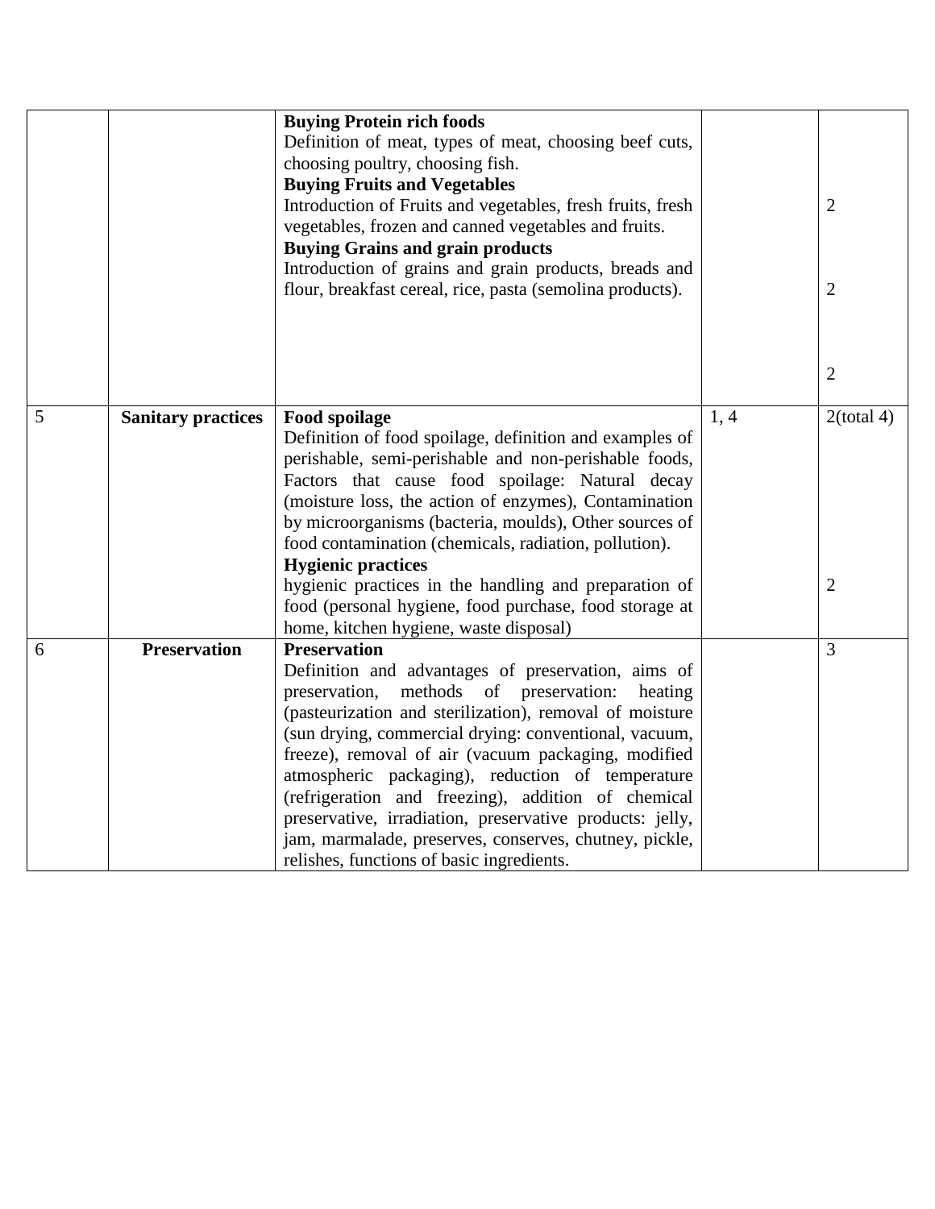|  |  |  |  |  |
|---|---|---|---|---|
|  |  | **Buying Protein rich foods**<br>Definition of meat, types of meat, choosing beef cuts, choosing poultry, choosing fish.<br>**Buying Fruits and Vegetables**<br>Introduction of Fruits and vegetables, fresh fruits, fresh vegetables, frozen and canned vegetables and fruits.<br>**Buying Grains and grain products**<br>Introduction of grains and grain products, breads and flour, breakfast cereal, rice, pasta (semolina products). |  | 2<br><br>2<br><br>2 |
| 5 | **Sanitary practices** | **Food spoilage**<br>Definition of food spoilage, definition and examples of perishable, semi-perishable and non-perishable foods, Factors that cause food spoilage: Natural decay (moisture loss, the action of enzymes), Contamination by microorganisms (bacteria, moulds), Other sources of food contamination (chemicals, radiation, pollution).<br>**Hygienic practices**<br>hygienic practices in the handling and preparation of food (personal hygiene, food purchase, food storage at home, kitchen hygiene, waste disposal) | 1, 4 | 2(total 4)<br><br>2 |
| 6 | **Preservation** | **Preservation**<br>Definition and advantages of preservation, aims of preservation, methods of preservation: heating (pasteurization and sterilization), removal of moisture (sun drying, commercial drying: conventional, vacuum, freeze), removal of air (vacuum packaging, modified atmospheric packaging), reduction of temperature (refrigeration and freezing), addition of chemical preservative, irradiation, preservative products: jelly, jam, marmalade, preserves, conserves, chutney, pickle, relishes, functions of basic ingredients. |  | 3 |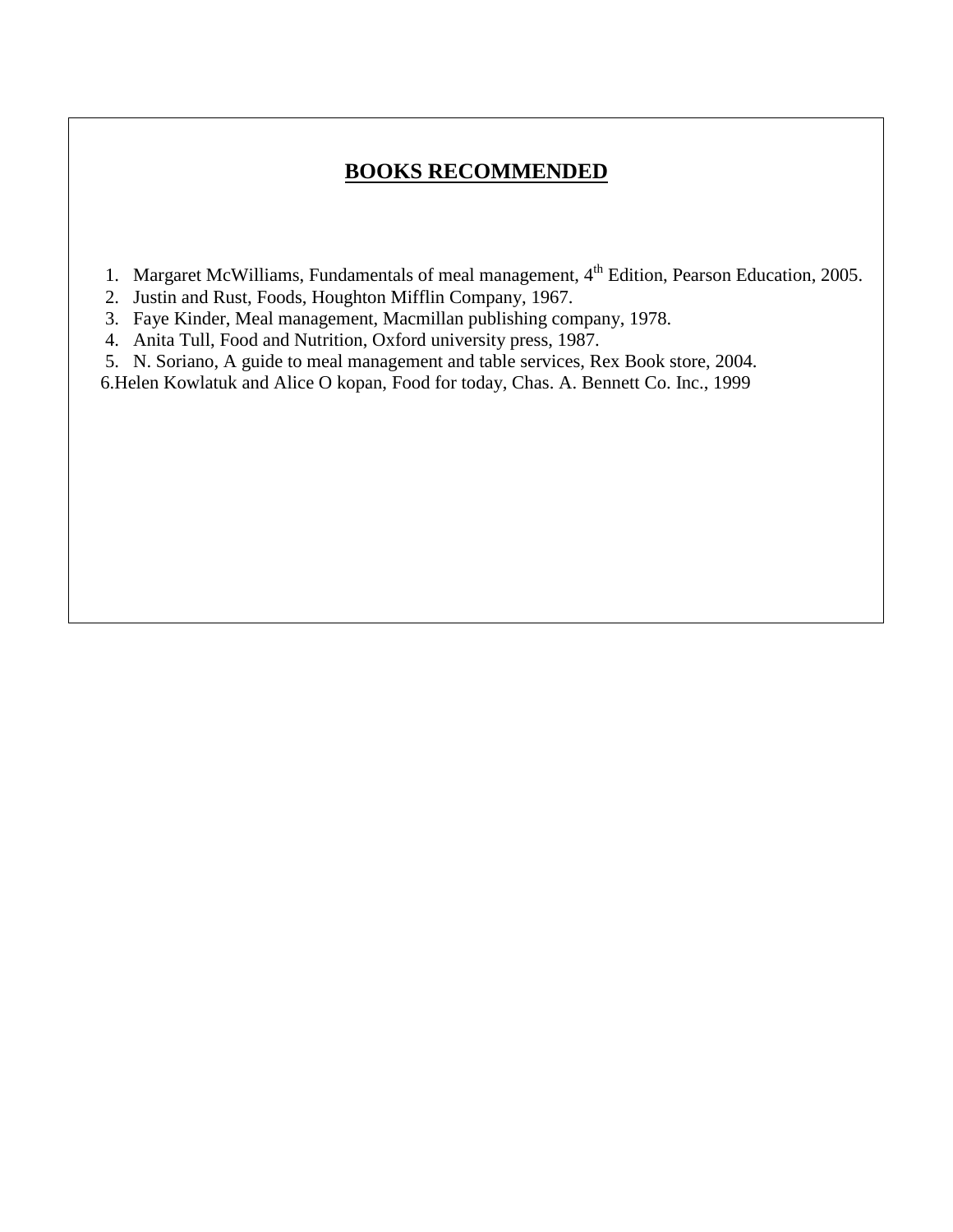## BOOKS RECOMMENDED

1. Margaret McWilliams, Fundamentals of meal management, 4th Edition, Pearson Education, 2005.
2. Justin and Rust, Foods, Houghton Mifflin Company, 1967.
3. Faye Kinder, Meal management, Macmillan publishing company, 1978.
4. Anita Tull, Food and Nutrition, Oxford university press, 1987.
5. N. Soriano, A guide to meal management and table services, Rex Book store, 2004.
6. Helen Kowlatuk and Alice O kopan, Food for today, Chas. A. Bennett Co. Inc., 1999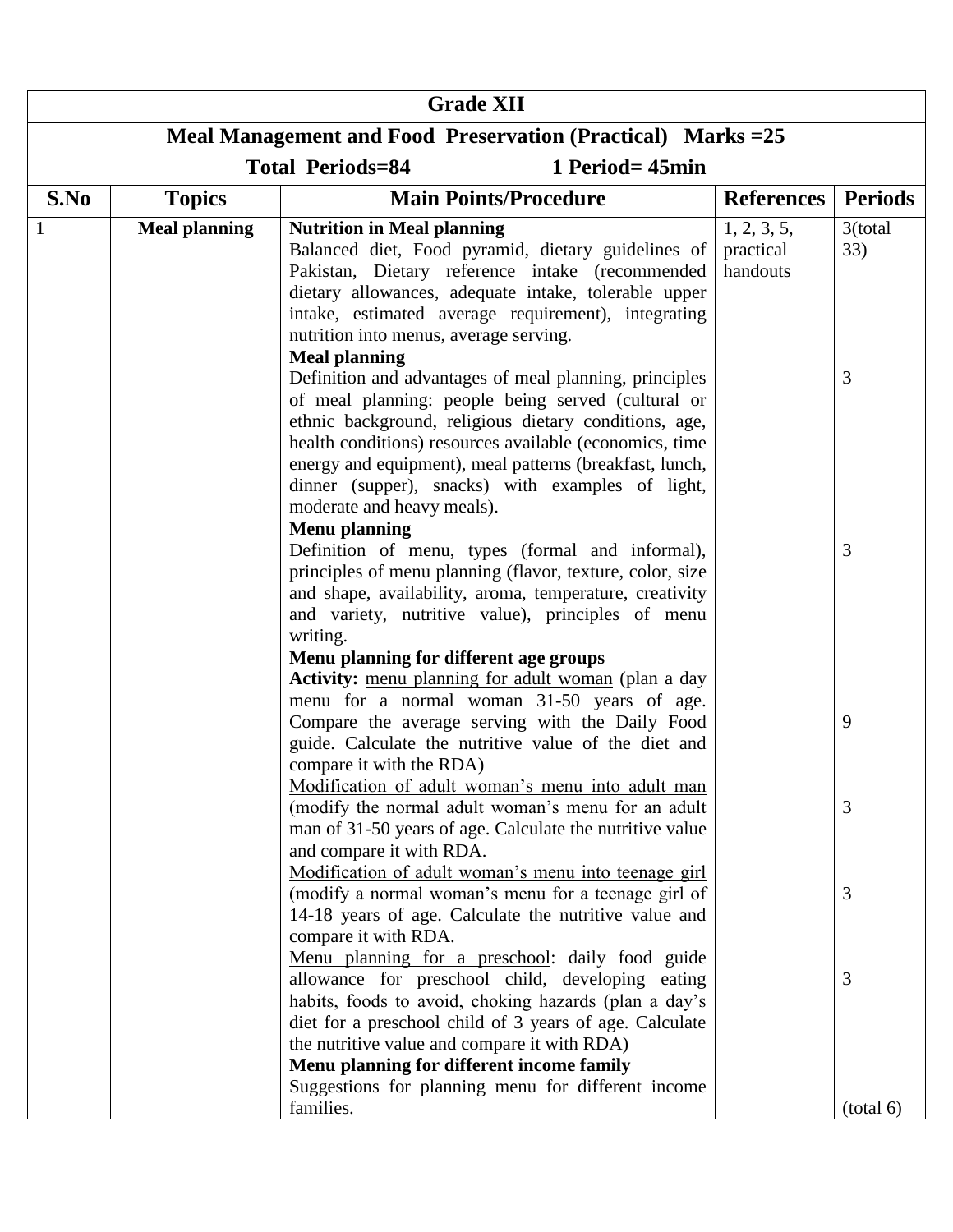| Grade XII | | | | |
|---|---|---|---|---|
| **Meal Management and Food Preservation (Practical) Marks =25** | | | | |
| **Total Periods=84 1 Period= 45min** | | | | |
| **S.No** | **Topics** | **Main Points/Procedure** | **References** | **Periods** |
| 1 | **Meal planning** | **Nutrition in Meal planning**<br>Balanced diet, Food pyramid, dietary guidelines of Pakistan, Dietary reference intake (recommended dietary allowances, adequate intake, tolerable upper intake, estimated average requirement), integrating nutrition into menus, average serving. | 1, 2, 3, 5, practical handouts | 3(total 33) |
| | | **Meal planning**<br>Definition and advantages of meal planning, principles of meal planning: people being served (cultural or ethnic background, religious dietary conditions, age, health conditions) resources available (economics, time energy and equipment), meal patterns (breakfast, lunch, dinner (supper), snacks) with examples of light, moderate and heavy meals). | | 3 |
| | | **Menu planning**<br>Definition of menu, types (formal and informal), principles of menu planning (flavor, texture, color, size and shape, availability, aroma, temperature, creativity and variety, nutritive value), principles of menu writing. | | 3 |
| | | **Menu planning for different age groups**<br>**Activity:** <u>menu planning for adult woman</u> (plan a day menu for a normal woman 31-50 years of age. Compare the average serving with the Daily Food guide. Calculate the nutritive value of the diet and compare it with the RDA) | | 9 |
| | | <u>Modification of adult woman's menu into adult man</u> (modify the normal adult woman's menu for an adult man of 31-50 years of age. Calculate the nutritive value and compare it with RDA. | | 3 |
| | | <u>Modification of adult woman's menu into teenage girl</u> (modify a normal woman's menu for a teenage girl of 14-18 years of age. Calculate the nutritive value and compare it with RDA. | | 3 |
| | | <u>Menu planning for a preschool</u>: daily food guide allowance for preschool child, developing eating habits, foods to avoid, choking hazards (plan a day's diet for a preschool child of 3 years of age. Calculate the nutritive value and compare it with RDA) | | 3 |
| | | **Menu planning for different income family**<br>Suggestions for planning menu for different income families. | | (total 6) |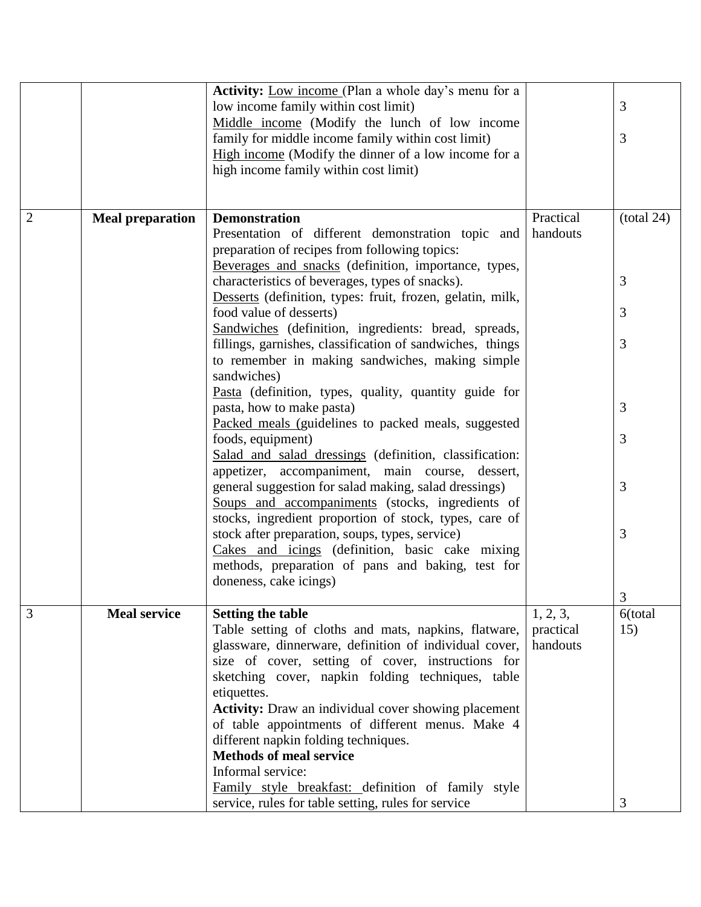|  |  | **Activity:** Low income (Plan a whole day's menu for a low income family within cost limit)<br>Middle income (Modify the lunch of low income family for middle income family within cost limit)<br>High income (Modify the dinner of a low income for a high income family within cost limit) |  | 3<br><br>3 |
|---|---|---|---|---|
| 2 | **Meal preparation** | **Demonstration**<br>Presentation of different demonstration topic and preparation of recipes from following topics:<br>Beverages and snacks (definition, importance, types, characteristics of beverages, types of snacks).<br>Desserts (definition, types: fruit, frozen, gelatin, milk, food value of desserts)<br>Sandwiches (definition, ingredients: bread, spreads, fillings, garnishes, classification of sandwiches, things to remember in making sandwiches, making simple sandwiches)<br>Pasta (definition, types, quality, quantity guide for pasta, how to make pasta)<br>Packed meals (guidelines to packed meals, suggested foods, equipment)<br>Salad and salad dressings (definition, classification: appetizer, accompaniment, main course, dessert, general suggestion for salad making, salad dressings)<br>Soups and accompaniments (stocks, ingredients of stocks, ingredient proportion of stock, types, care of stock after preparation, soups, types, service)<br>Cakes and icings (definition, basic cake mixing methods, preparation of pans and baking, test for doneness, cake icings) | Practical handouts | (total 24)<br><br>3<br>3<br>3<br>3<br>3<br>3<br>3<br>3 |
| 3 | **Meal service** | **Setting the table**<br>Table setting of cloths and mats, napkins, flatware, glassware, dinnerware, definition of individual cover, size of cover, setting of cover, instructions for sketching cover, napkin folding techniques, table etiquettes.<br>**Activity:** Draw an individual cover showing placement of table appointments of different menus. Make 4 different napkin folding techniques.<br>**Methods of meal service**<br>Informal service:<br>Family style breakfast: definition of family style service, rules for table setting, rules for service | 1, 2, 3, practical handouts | 6(total 15)<br><br><br><br><br><br>3 |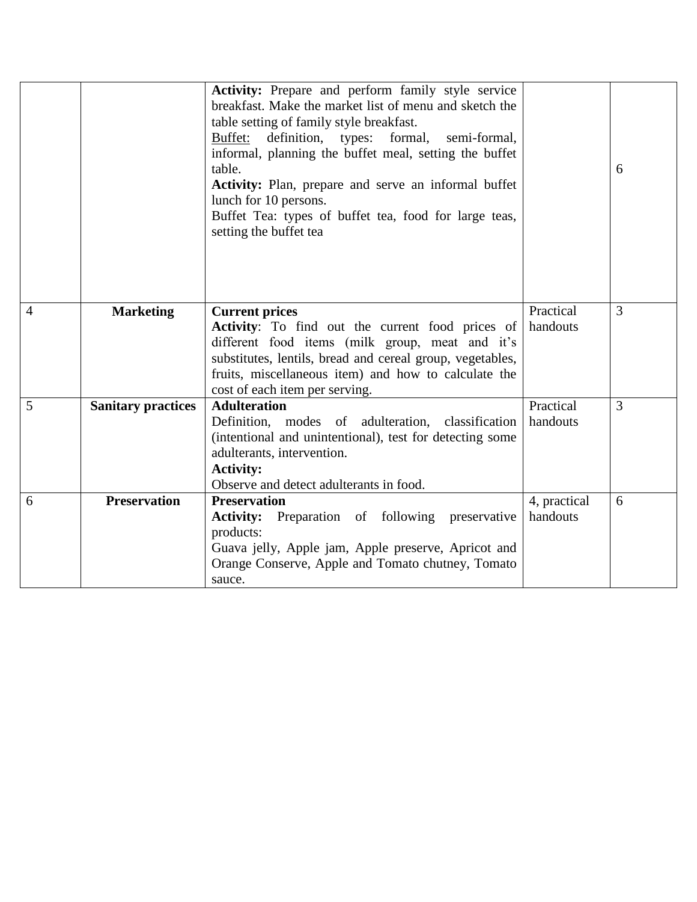| | | | | |
|---|---|---|---|---|
| | | **Activity:** Prepare and perform family style service breakfast. Make the market list of menu and sketch the table setting of family style breakfast.<br>Buffet: definition, types: formal, semi-formal, informal, planning the buffet meal, setting the buffet table.<br>**Activity:** Plan, prepare and serve an informal buffet lunch for 10 persons.<br>Buffet Tea: types of buffet tea, food for large teas, setting the buffet tea | | 6 |
| 4 | **Marketing** | **Current prices**<br>**Activity**: To find out the current food prices of different food items (milk group, meat and it's substitutes, lentils, bread and cereal group, vegetables, fruits, miscellaneous item) and how to calculate the cost of each item per serving. | Practical handouts | 3 |
| 5 | **Sanitary practices** | **Adulteration**<br>Definition, modes of adulteration, classification (intentional and unintentional), test for detecting some adulterants, intervention.<br>**Activity:**<br>Observe and detect adulterants in food. | Practical handouts | 3 |
| 6 | **Preservation** | **Preservation**<br>**Activity:** Preparation of following preservative products:<br>Guava jelly, Apple jam, Apple preserve, Apricot and Orange Conserve, Apple and Tomato chutney, Tomato sauce. | 4, practical handouts | 6 |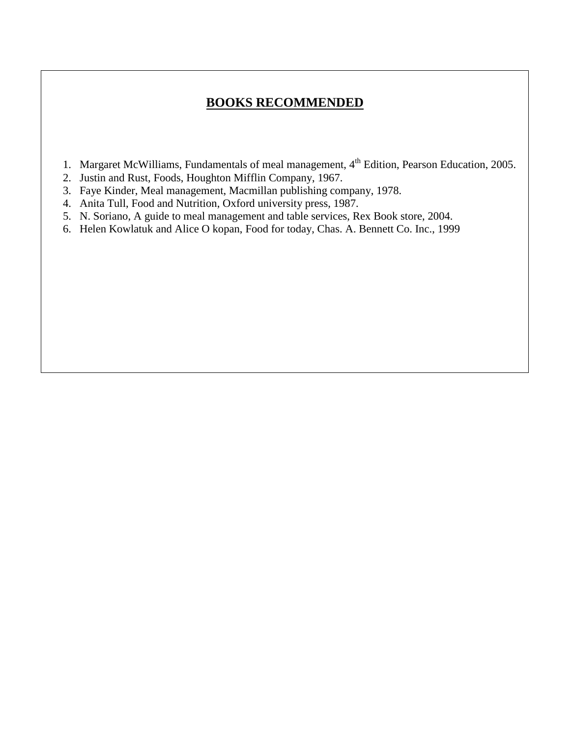## **BOOKS RECOMMENDED**

1. Margaret McWilliams, Fundamentals of meal management, $4^{th}$ Edition, Pearson Education, 2005.
2. Justin and Rust, Foods, Houghton Mifflin Company, 1967.
3. Faye Kinder, Meal management, Macmillan publishing company, 1978.
4. Anita Tull, Food and Nutrition, Oxford university press, 1987.
5. N. Soriano, A guide to meal management and table services, Rex Book store, 2004.
6. Helen Kowlatuk and Alice O kopan, Food for today, Chas. A. Bennett Co. Inc., 1999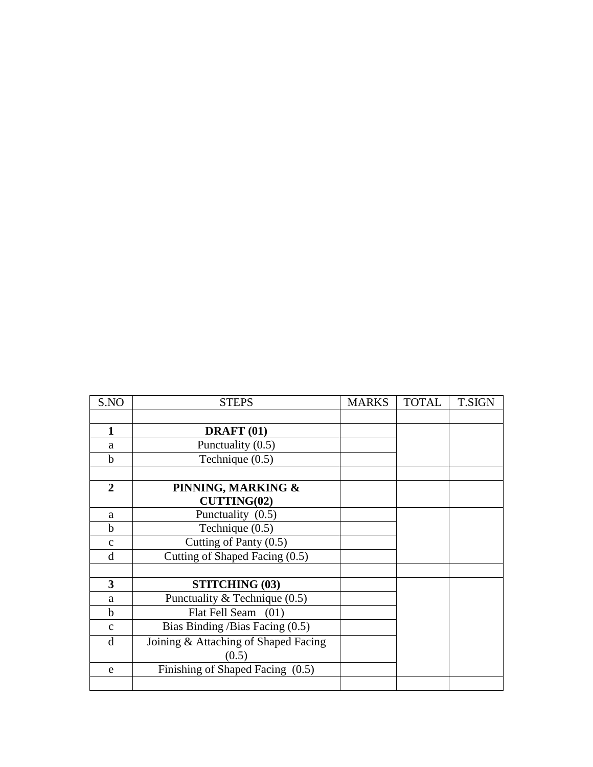| S.NO | STEPS | MARKS | TOTAL | T.SIGN |
|---|---|---|---|---|
| | | | | |
| **1** | **DRAFT (01)** | | | |
| a | Punctuality (0.5) | | | |
| b | Technique (0.5) | | | |
| | | | | |
| **2** | **PINNING, MARKING & CUTTING(02)** | | | |
| a | Punctuality (0.5) | | | |
| b | Technique (0.5) | | | |
| c | Cutting of Panty (0.5) | | | |
| d | Cutting of Shaped Facing (0.5) | | | |
| | | | | |
| **3** | **STITCHING (03)** | | | |
| a | Punctuality & Technique (0.5) | | | |
| b | Flat Fell Seam (01) | | | |
| c | Bias Binding /Bias Facing (0.5) | | | |
| d | Joining & Attaching of Shaped Facing (0.5) | | | |
| e | Finishing of Shaped Facing (0.5) | | | |
| | | | | |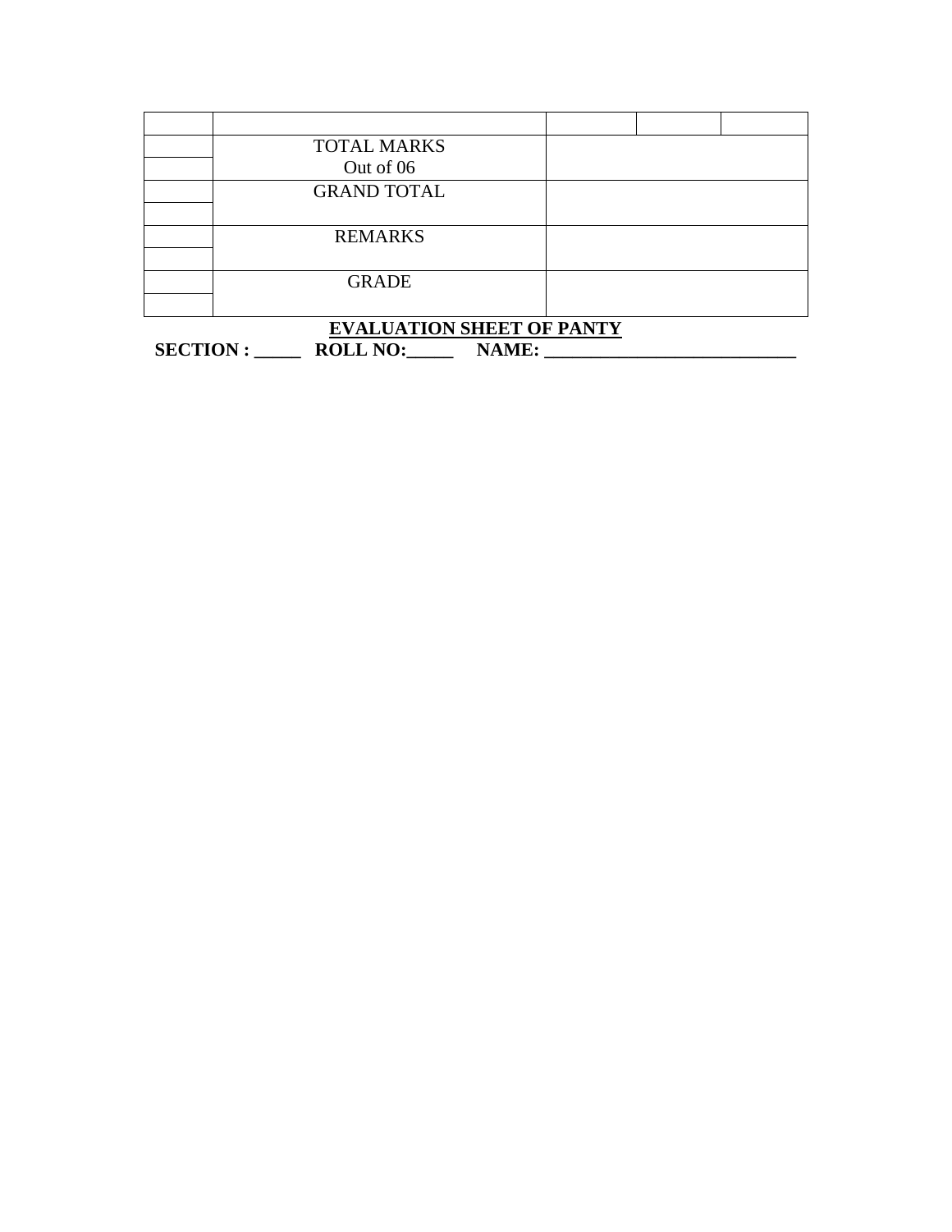| | | | | |
|---|---|---|---|---|
| | TOTAL MARKS<br>Out of 06 | | | |
| | | | | |
| | GRAND TOTAL | | | |
| | | | | |
| | REMARKS | | | |
| | | | | |
| | GRADE | | | |
| | | | | |

**EVALUATION SHEET OF PANTY**

**SECTION : _____ ROLL NO:_____ NAME: ___________________________**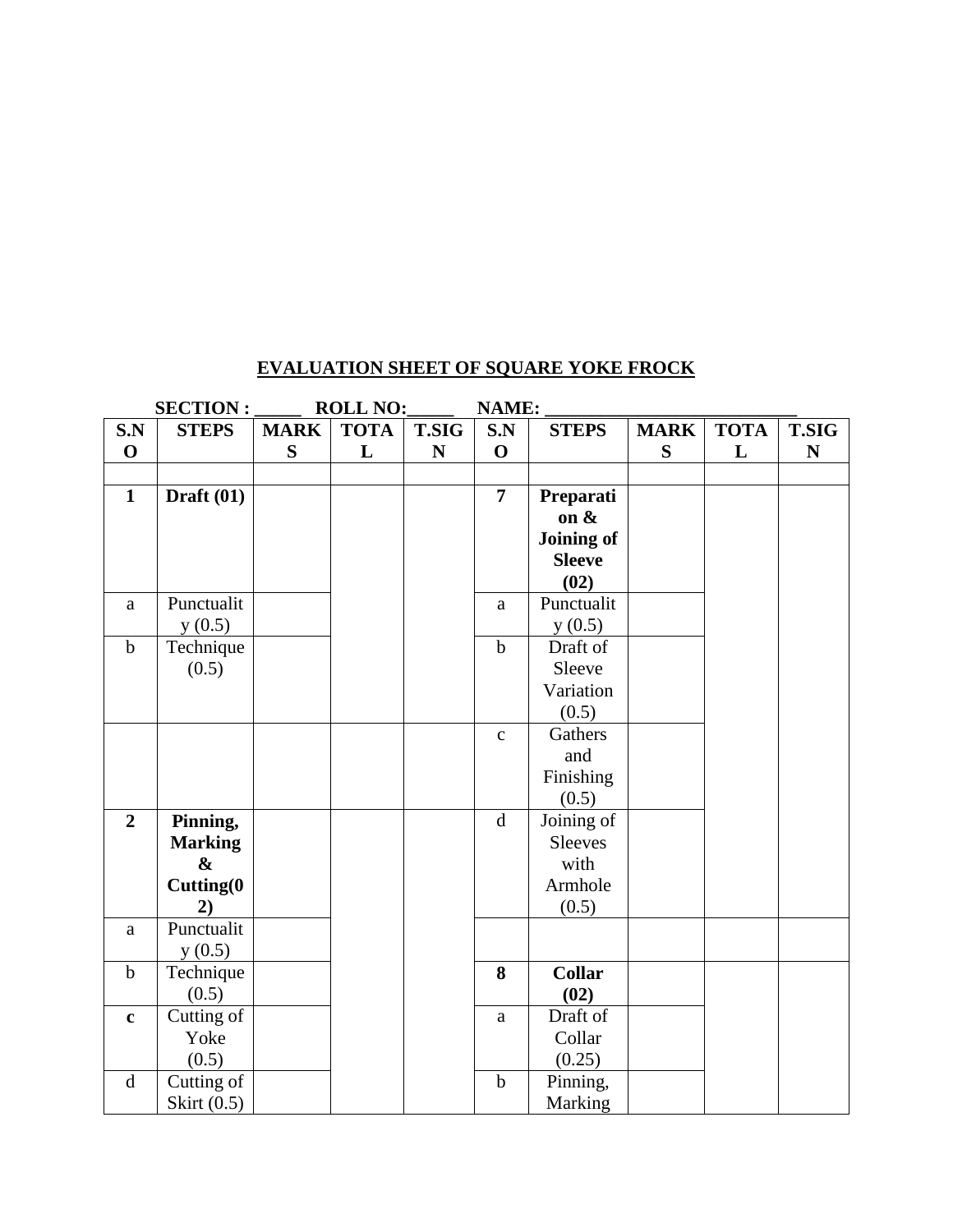# EVALUATION SHEET OF SQUARE YOKE FROCK

**SECTION : _____ ROLL NO:_____ NAME: ___________________________**

| S.NO | STEPS | MARKS | TOTAL | T.SIGN | S.NO | STEPS | MARKS | TOTAL | T.SIGN |
|---|---|---|---|---|---|---|---|---|---|
| | | | | | | | | | |
| **1** | **Draft (01)** | | | | **7** | **Preparation & Joining of Sleeve (02)** | | | |
| a | Punctuality (0.5) | | | | a | Punctuality (0.5) | | | |
| b | Technique (0.5) | | | | b | Draft of Sleeve Variation (0.5) | | | |
| | | | | | c | Gathers and Finishing (0.5) | | | |
| **2** | **Pinning, Marking & Cutting(02)** | | | | d | Joining of Sleeves with Armhole (0.5) | | | |
| a | Punctuality (0.5) | | | | | | | | |
| b | Technique (0.5) | | | | **8** | **Collar (02)** | | | |
| **c** | Cutting of Yoke (0.5) | | | | a | Draft of Collar (0.25) | | | |
| d | Cutting of Skirt (0.5) | | | | b | Pinning, Marking | | | |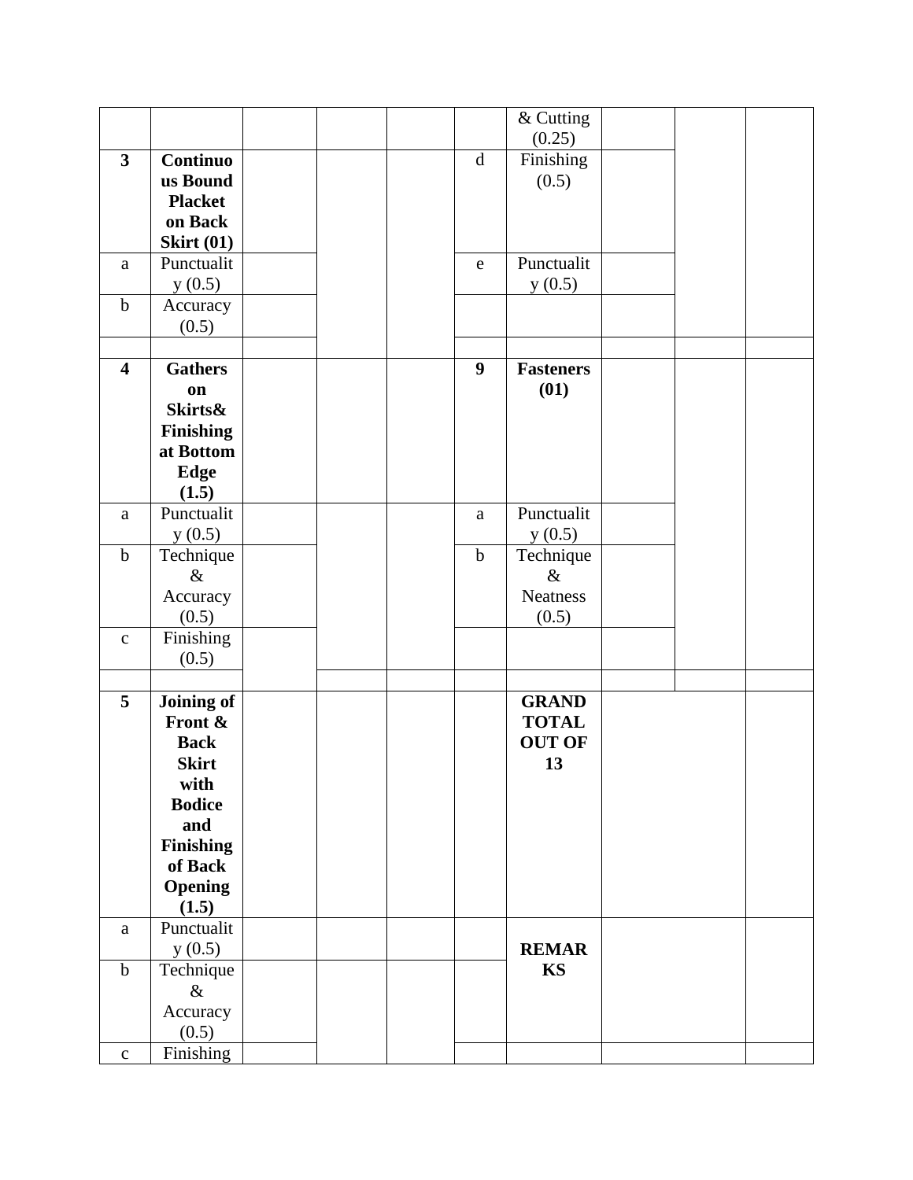| | | | | | | | | | |
|---|---|---|---|---|---|---|---|---|---|
| | | | | | | & Cutting (0.25) | | | |
| **3** | **Continuous Bound Placket on Back Skirt (01)** | | | | d | Finishing (0.5) | | | |
| a | Punctuality (0.5) | | | | e | Punctuality (0.5) | | | |
| b | Accuracy (0.5) | | | | | | | | |
| | | | | | | | | | |
| **4** | **Gathers on Skirts& Finishing at Bottom Edge (1.5)** | | | | **9** | **Fasteners (01)** | | | |
| a | Punctuality (0.5) | | | | a | Punctuality (0.5) | | | |
| b | Technique & Accuracy (0.5) | | | | b | Technique & Neatness (0.5) | | | |
| c | Finishing (0.5) | | | | | | | | |
| | | | | | | | | | |
| **5** | **Joining of Front & Back Skirt with Bodice and Finishing of Back Opening (1.5)** | | | | | **GRAND TOTAL OUT OF 13** | | | |
| a | Punctuality (0.5) | | | | | **REMARKS** | | | |
| b | Technique & Accuracy (0.5) | | | | | | | | |
| c | Finishing | | | | | | | | |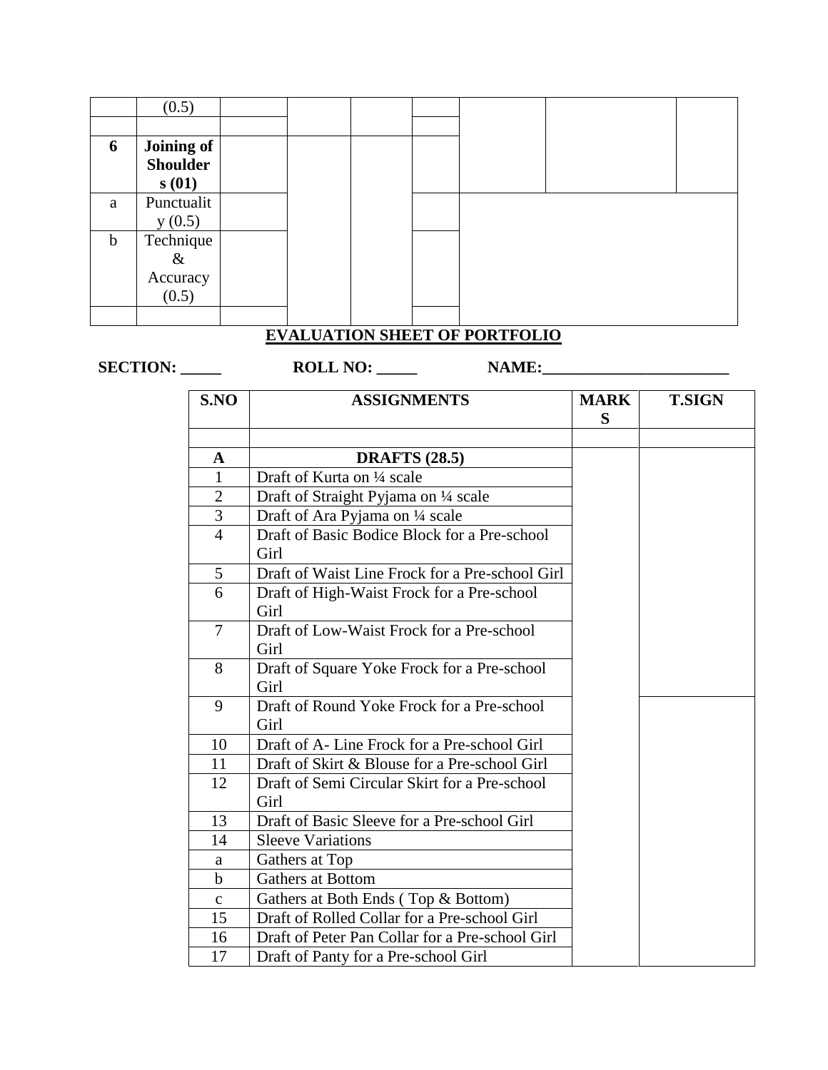|  | (0.5) |  |  |  |  |  |  |  |
|---|---|---|---|---|---|---|---|---|
|  |  |  |  |  |  |  |  |  |
| **6** | **Joining of Shoulders (01)** |  |  |  |  |  |  |  |
| a | Punctuality (0.5) |  |  |  |  |  |  |  |
| b | Technique & Accuracy (0.5) |  |  |  |  |  |  |  |
|  |  |  |  |  |  |  |  |  |

## EVALUATION SHEET OF PORTFOLIO

**SECTION: _____ ROLL NO: _____ NAME:________________________**

| S.NO | ASSIGNMENTS | MARKS | T.SIGN |
|---|---|---|---|
|  |  |  |  |
| **A** | **DRAFTS (28.5)** |  |  |
| 1 | Draft of Kurta on ¼ scale |  |  |
| 2 | Draft of Straight Pyjama on ¼ scale |  |  |
| 3 | Draft of Ara Pyjama on ¼ scale |  |  |
| 4 | Draft of Basic Bodice Block for a Pre-school Girl |  |  |
| 5 | Draft of Waist Line Frock for a Pre-school Girl |  |  |
| 6 | Draft of High-Waist Frock for a Pre-school Girl |  |  |
| 7 | Draft of Low-Waist Frock for a Pre-school Girl |  |  |
| 8 | Draft of Square Yoke Frock for a Pre-school Girl |  |  |
| 9 | Draft of Round Yoke Frock for a Pre-school Girl |  |  |
| 10 | Draft of A- Line Frock for a Pre-school Girl |  |  |
| 11 | Draft of Skirt & Blouse for a Pre-school Girl |  |  |
| 12 | Draft of Semi Circular Skirt for a Pre-school Girl |  |  |
| 13 | Draft of Basic Sleeve for a Pre-school Girl |  |  |
| 14 | Sleeve Variations |  |  |
| a | Gathers at Top |  |  |
| b | Gathers at Bottom |  |  |
| c | Gathers at Both Ends ( Top & Bottom) |  |  |
| 15 | Draft of Rolled Collar for a Pre-school Girl |  |  |
| 16 | Draft of Peter Pan Collar for a Pre-school Girl |  |  |
| 17 | Draft of Panty for a Pre-school Girl |  |  |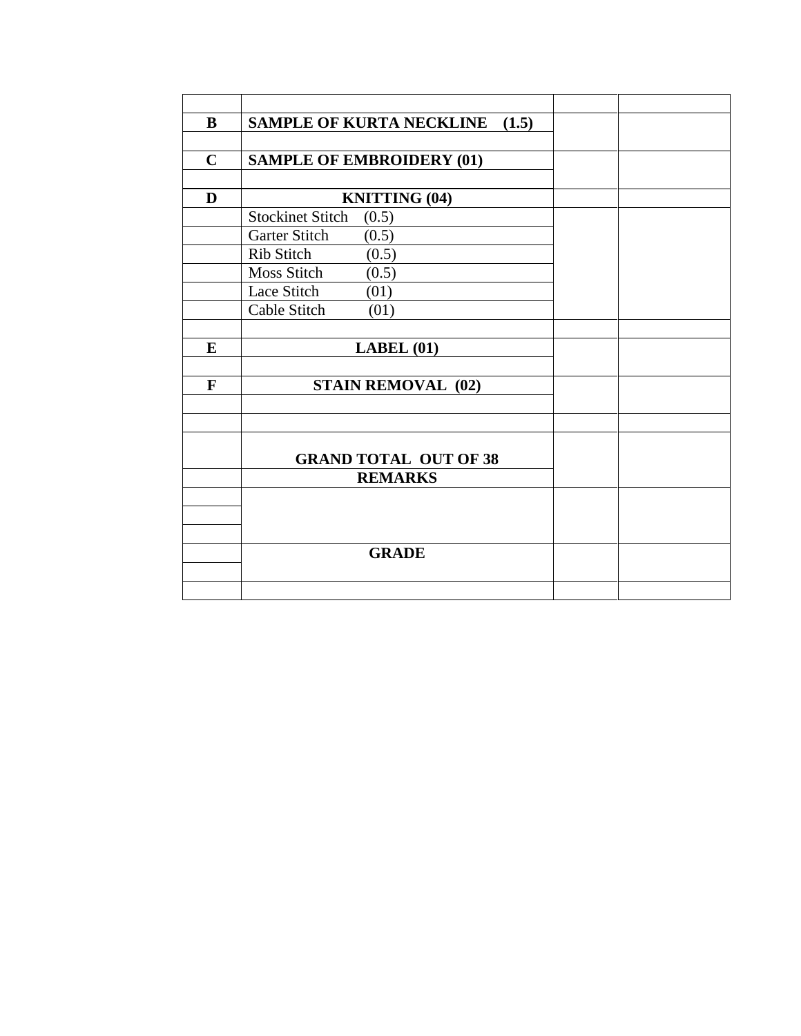| | | | |
|---|---|---|---|
| **B** | **SAMPLE OF KURTA NECKLINE (1.5)** | | |
| | | | |
| **C** | **SAMPLE OF EMBROIDERY (01)** | | |
| | | | |
| **D** | **KNITTING (04)** | | |
| | Stockinet Stitch (0.5) | | |
| | Garter Stitch (0.5) | | |
| | Rib Stitch (0.5) | | |
| | Moss Stitch (0.5) | | |
| | Lace Stitch (01) | | |
| | Cable Stitch (01) | | |
| | | | |
| **E** | **LABEL (01)** | | |
| | | | |
| **F** | **STAIN REMOVAL (02)** | | |
| | | | |
| | | | |
| | **GRAND TOTAL OUT OF 38** | | |
| | **REMARKS** | | |
| | | | |
| | | | |
| | | | |
| | **GRADE** | | |
| | | | |
| | | | |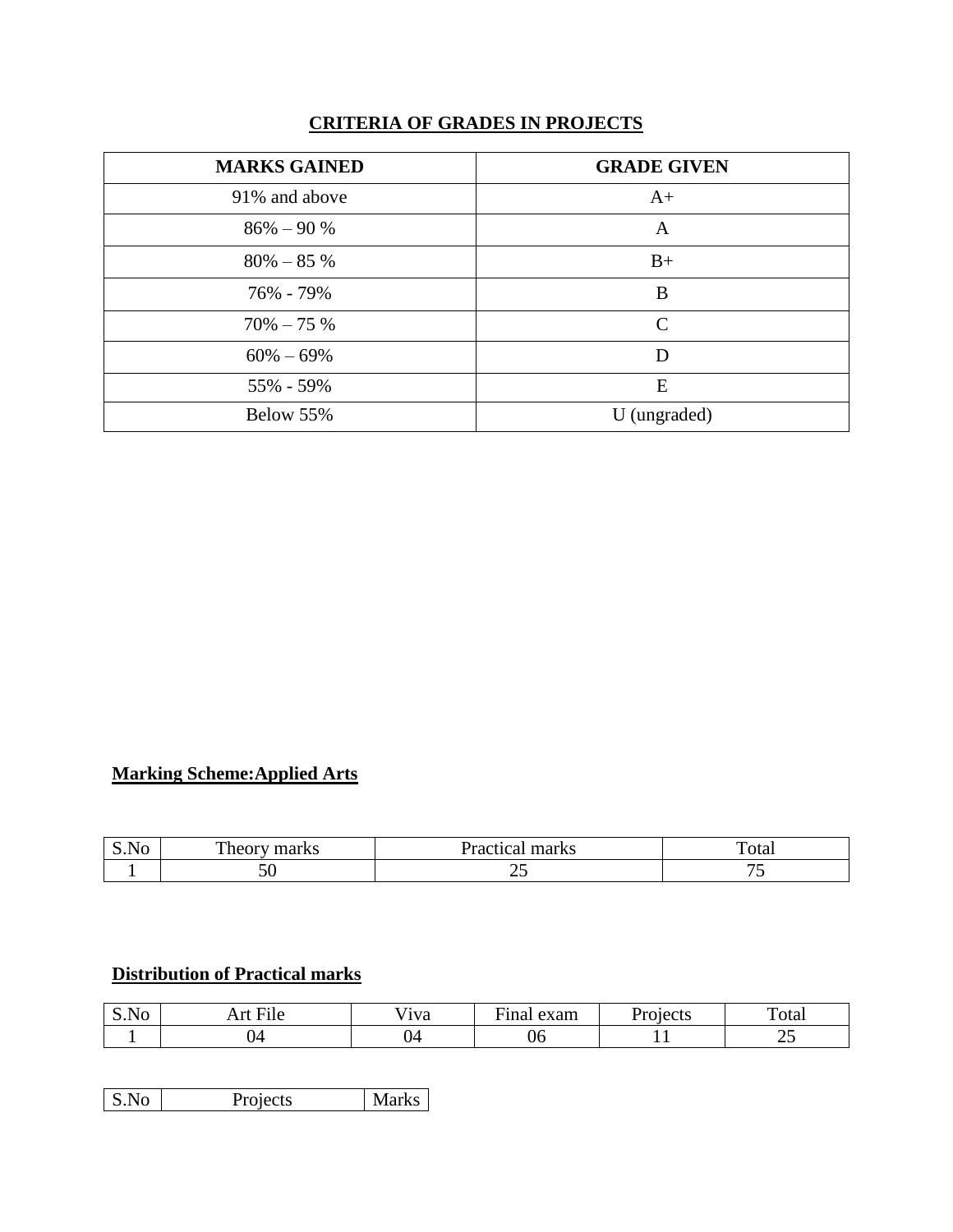## CRITERIA OF GRADES IN PROJECTS

| MARKS GAINED | GRADE GIVEN |
|---|---|
| 91% and above | A+ |
| 86% – 90 % | A |
| 80% – 85 % | B+ |
| 76% - 79% | B |
| 70% – 75 % | C |
| 60% – 69% | D |
| 55% - 59% | E |
| Below 55% | U (ungraded) |

## Marking Scheme:Applied Arts

| S.No | Theory marks | Practical marks | Total |
|---|---|---|---|
| 1 | 50 | 25 | 75 |

## Distribution of Practical marks

| S.No | Art File | Viva | Final exam | Projects | Total |
|---|---|---|---|---|---|
| 1 | 04 | 04 | 06 | 11 | 25 |

| S.No | Projects | Marks |
|---|---|---|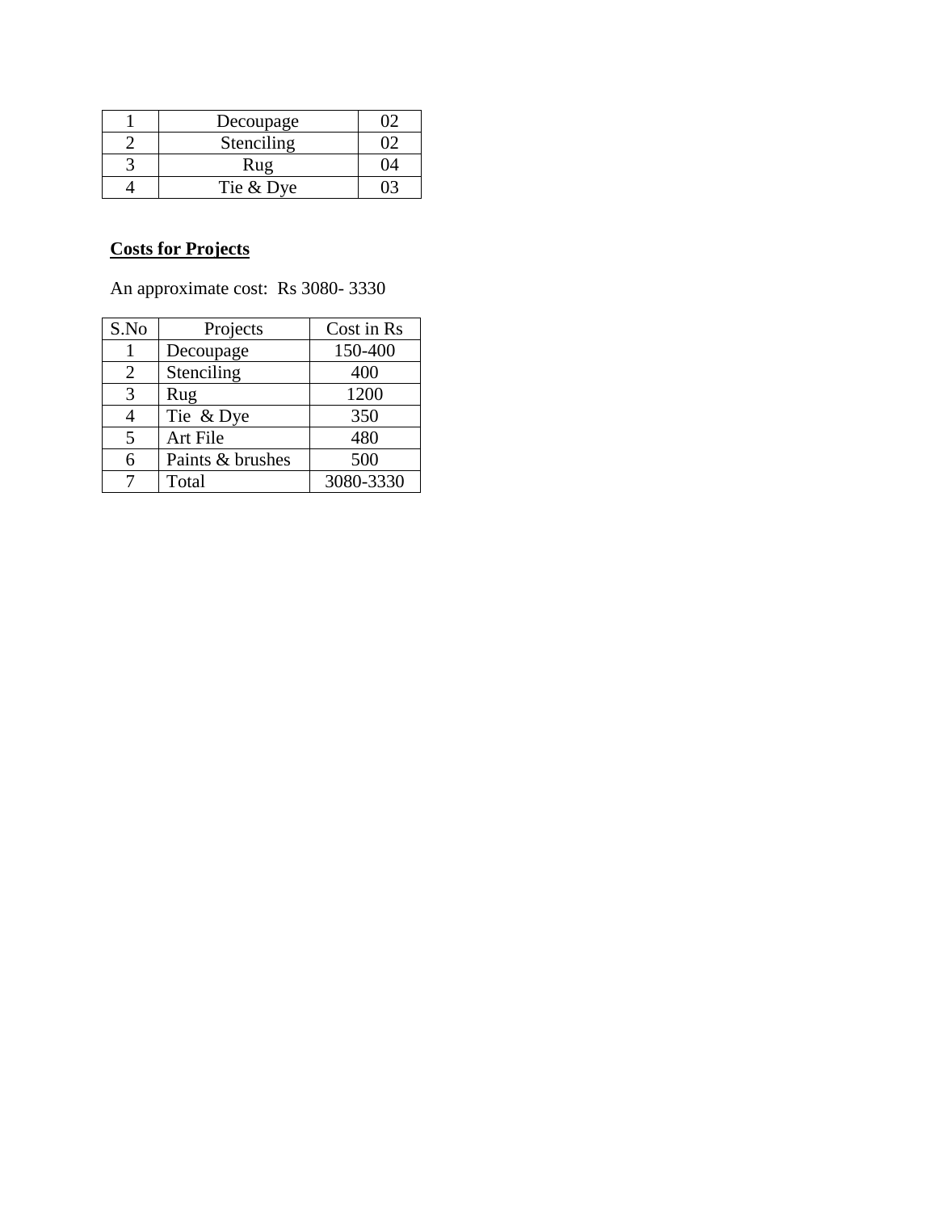| | | |
|---|---|---|
| 1 | Decoupage | 02 |
| 2 | Stenciling | 02 |
| 3 | Rug | 04 |
| 4 | Tie & Dye | 03 |

**Costs for Projects**

An approximate cost: Rs 3080- 3330

| S.No | Projects | Cost in Rs |
|---|---|---|
| 1 | Decoupage | 150-400 |
| 2 | Stenciling | 400 |
| 3 | Rug | 1200 |
| 4 | Tie & Dye | 350 |
| 5 | Art File | 480 |
| 6 | Paints & brushes | 500 |
| 7 | Total | 3080-3330 |